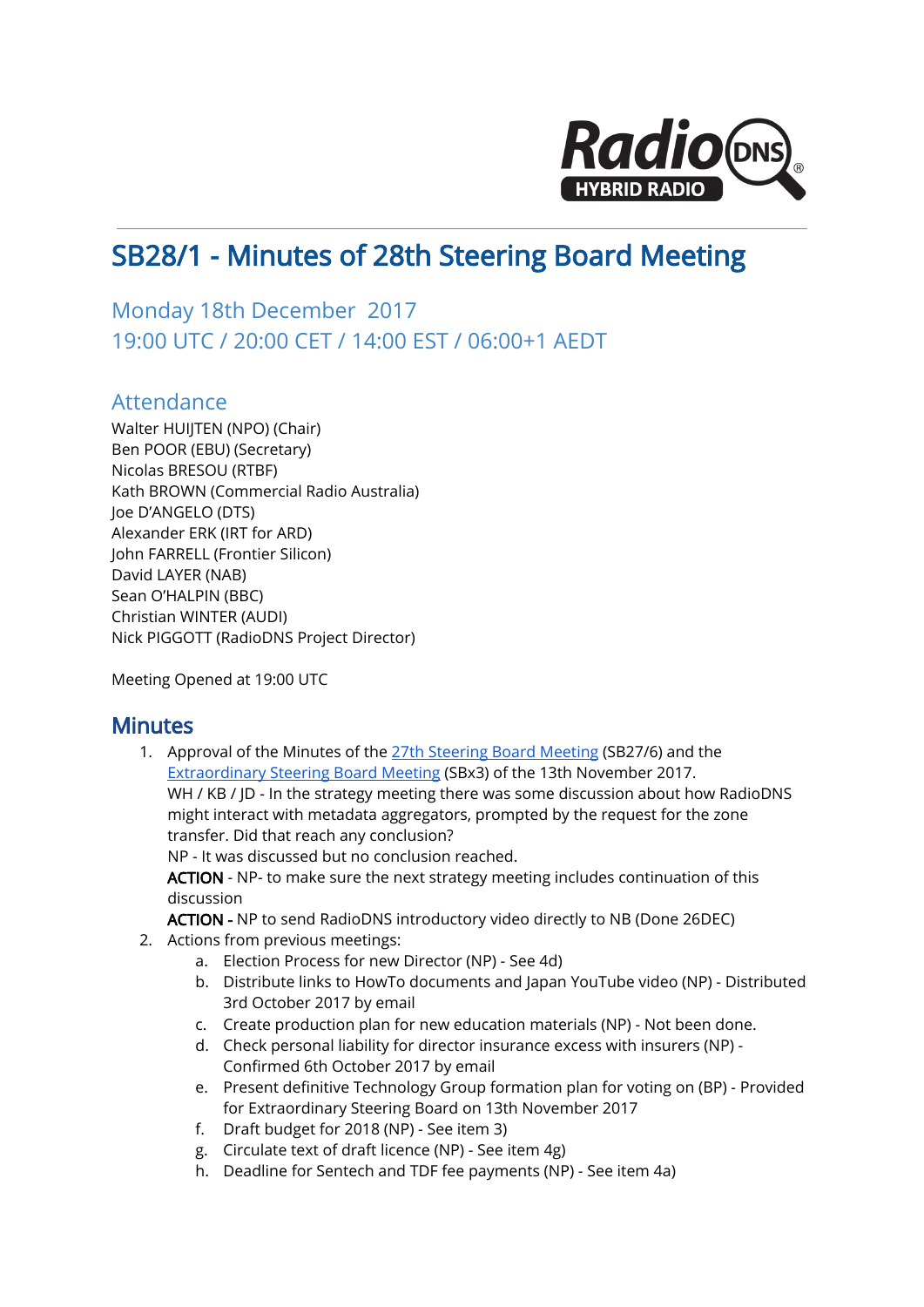# SB28/1 - Minutes of 28th Steering Board Meeting

## Monday 18th December 2017
## 19:00 UTC / 20:00 CET / 14:00 EST / 06:00+1 AEDT

## Attendance

Walter HUIJTEN (NPO) (Chair)
Ben POOR (EBU) (Secretary)
Nicolas BRESOU (RTBF)
Kath BROWN (Commercial Radio Australia)
Joe D'ANGELO (DTS)
Alexander ERK (IRT for ARD)
John FARRELL (Frontier Silicon)
David LAYER (NAB)
Sean O'HALPIN (BBC)
Christian WINTER (AUDI)
Nick PIGGOTT (RadioDNS Project Director)

Meeting Opened at 19:00 UTC

## Minutes

1. Approval of the Minutes of the 27th Steering Board Meeting (SB27/6) and the Extraordinary Steering Board Meeting (SBx3) of the 13th November 2017.
   WH / KB / JD - In the strategy meeting there was some discussion about how RadioDNS might interact with metadata aggregators, prompted by the request for the zone transfer. Did that reach any conclusion?
   NP - It was discussed but no conclusion reached.
   **ACTION** - NP- to make sure the next strategy meeting includes continuation of this discussion
   **ACTION** - NP to send RadioDNS introductory video directly to NB (Done 26DEC)
2. Actions from previous meetings:
   a. Election Process for new Director (NP) - See 4d)
   b. Distribute links to HowTo documents and Japan YouTube video (NP) - Distributed 3rd October 2017 by email
   c. Create production plan for new education materials (NP) - Not been done.
   d. Check personal liability for director insurance excess with insurers (NP) - Confirmed 6th October 2017 by email
   e. Present definitive Technology Group formation plan for voting on (BP) - Provided for Extraordinary Steering Board on 13th November 2017
   f. Draft budget for 2018 (NP) - See item 3)
   g. Circulate text of draft licence (NP) - See item 4g)
   h. Deadline for Sentech and TDF fee payments (NP) - See item 4a)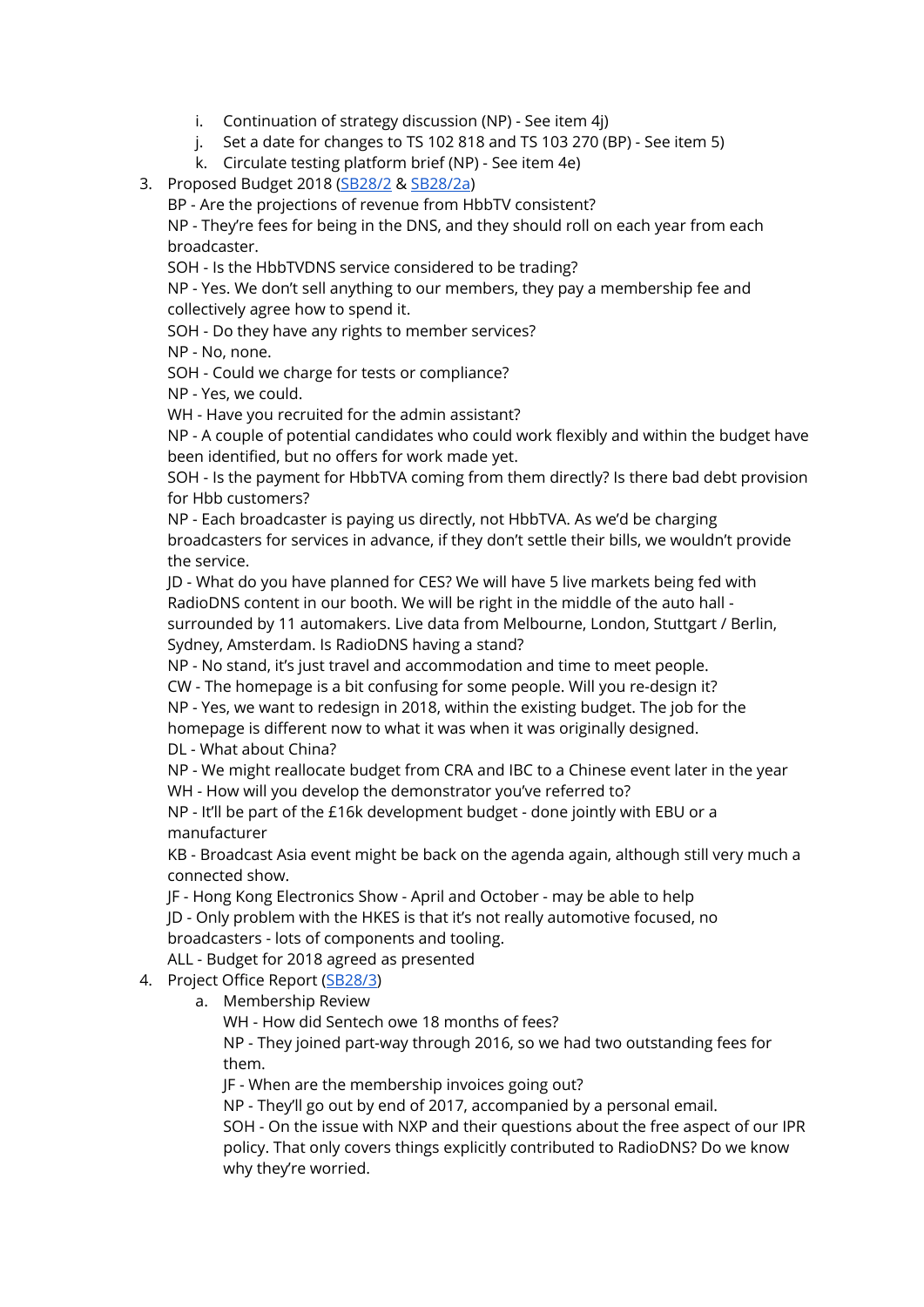i. Continuation of strategy discussion (NP) - See item 4j)
   j. Set a date for changes to TS 102 818 and TS 103 270 (BP) - See item 5)
   k. Circulate testing platform brief (NP) - See item 4e)

3. Proposed Budget 2018 ([SB28/2]() & [SB28/2a]())
   BP - Are the projections of revenue from HbbTV consistent?
   NP - They're fees for being in the DNS, and they should roll on each year from each broadcaster.
   SOH - Is the HbbTVDNS service considered to be trading?
   NP - Yes. We don't sell anything to our members, they pay a membership fee and collectively agree how to spend it.
   SOH - Do they have any rights to member services?
   NP - No, none.
   SOH - Could we charge for tests or compliance?
   NP - Yes, we could.
   WH - Have you recruited for the admin assistant?
   NP - A couple of potential candidates who could work flexibly and within the budget have been identified, but no offers for work made yet.
   SOH - Is the payment for HbbTVA coming from them directly? Is there bad debt provision for Hbb customers?
   NP - Each broadcaster is paying us directly, not HbbTVA. As we'd be charging broadcasters for services in advance, if they don't settle their bills, we wouldn't provide the service.
   JD - What do you have planned for CES? We will have 5 live markets being fed with RadioDNS content in our booth. We will be right in the middle of the auto hall - surrounded by 11 automakers. Live data from Melbourne, London, Stuttgart / Berlin, Sydney, Amsterdam. Is RadioDNS having a stand?
   NP - No stand, it's just travel and accommodation and time to meet people.
   CW - The homepage is a bit confusing for some people. Will you re-design it?
   NP - Yes, we want to redesign in 2018, within the existing budget. The job for the homepage is different now to what it was when it was originally designed.
   DL - What about China?
   NP - We might reallocate budget from CRA and IBC to a Chinese event later in the year
   WH - How will you develop the demonstrator you've referred to?
   NP - It'll be part of the £16k development budget - done jointly with EBU or a manufacturer
   KB - Broadcast Asia event might be back on the agenda again, although still very much a connected show.
   JF - Hong Kong Electronics Show - April and October - may be able to help
   JD - Only problem with the HKES is that it's not really automotive focused, no broadcasters - lots of components and tooling.
   ALL - Budget for 2018 agreed as presented

4. Project Office Report ([SB28/3]())
   a. Membership Review
      WH - How did Sentech owe 18 months of fees?
      NP - They joined part-way through 2016, so we had two outstanding fees for them.
      JF - When are the membership invoices going out?
      NP - They'll go out by end of 2017, accompanied by a personal email.
      SOH - On the issue with NXP and their questions about the free aspect of our IPR policy. That only covers things explicitly contributed to RadioDNS? Do we know why they're worried.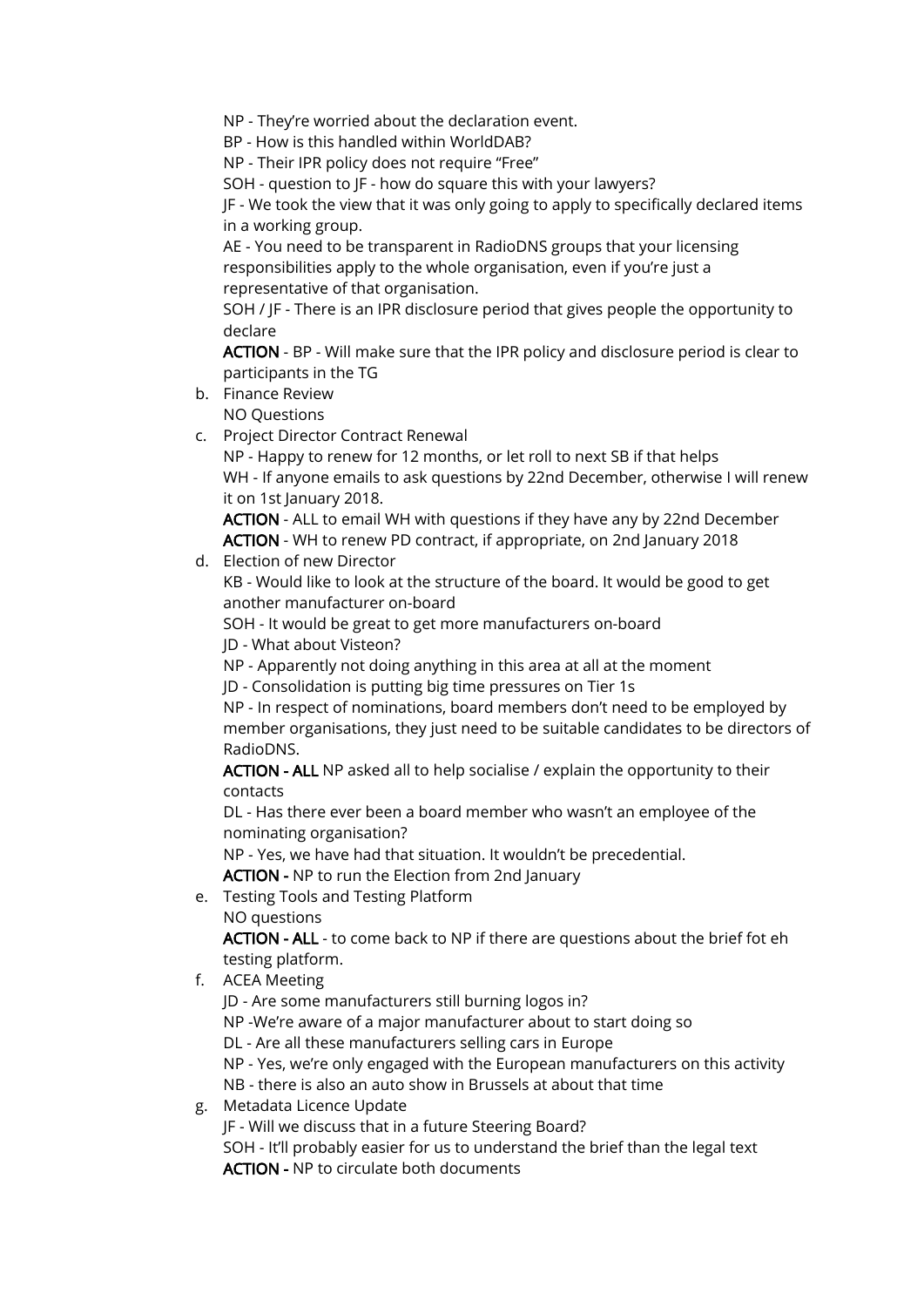NP - They're worried about the declaration event.

BP - How is this handled within WorldDAB?

NP - Their IPR policy does not require "Free"

SOH - question to JF - how do square this with your lawyers?

JF - We took the view that it was only going to apply to specifically declared items in a working group.

AE - You need to be transparent in RadioDNS groups that your licensing responsibilities apply to the whole organisation, even if you're just a representative of that organisation.

SOH / JF - There is an IPR disclosure period that gives people the opportunity to declare

**ACTION** - BP - Will make sure that the IPR policy and disclosure period is clear to participants in the TG

b. Finance Review

   NO Questions

c. Project Director Contract Renewal

   NP - Happy to renew for 12 months, or let roll to next SB if that helps

   WH - If anyone emails to ask questions by 22nd December, otherwise I will renew it on 1st January 2018.

   **ACTION** - ALL to email WH with questions if they have any by 22nd December

   **ACTION** - WH to renew PD contract, if appropriate, on 2nd January 2018

d. Election of new Director

   KB - Would like to look at the structure of the board. It would be good to get another manufacturer on-board

   SOH - It would be great to get more manufacturers on-board

   JD - What about Visteon?

   NP - Apparently not doing anything in this area at all at the moment

   JD - Consolidation is putting big time pressures on Tier 1s

   NP - In respect of nominations, board members don't need to be employed by member organisations, they just need to be suitable candidates to be directors of RadioDNS.

   **ACTION - ALL** NP asked all to help socialise / explain the opportunity to their contacts

   DL - Has there ever been a board member who wasn't an employee of the nominating organisation?

   NP - Yes, we have had that situation. It wouldn't be precedential.

   **ACTION -** NP to run the Election from 2nd January

e. Testing Tools and Testing Platform

   NO questions

   **ACTION - ALL** - to come back to NP if there are questions about the brief fot eh testing platform.

f. ACEA Meeting

   JD - Are some manufacturers still burning logos in?

   NP -We're aware of a major manufacturer about to start doing so

   DL - Are all these manufacturers selling cars in Europe

   NP - Yes, we're only engaged with the European manufacturers on this activity

   NB - there is also an auto show in Brussels at about that time

g. Metadata Licence Update

   JF - Will we discuss that in a future Steering Board?

   SOH - It'll probably easier for us to understand the brief than the legal text

   **ACTION -** NP to circulate both documents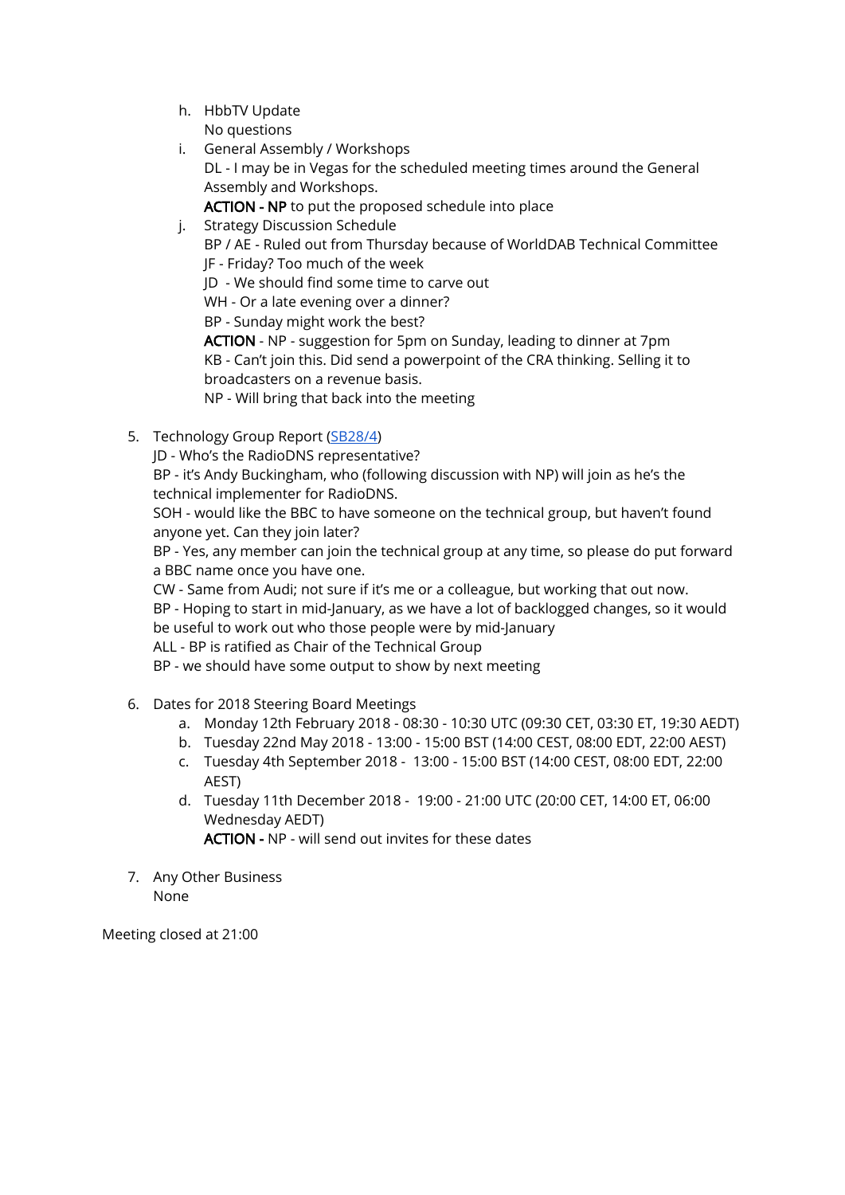h. HbbTV Update
   No questions
i. General Assembly / Workshops
   DL - I may be in Vegas for the scheduled meeting times around the General Assembly and Workshops.
   **ACTION - NP** to put the proposed schedule into place
j. Strategy Discussion Schedule
   BP / AE - Ruled out from Thursday because of WorldDAB Technical Committee
   JF - Friday? Too much of the week
   JD - We should find some time to carve out
   WH - Or a late evening over a dinner?
   BP - Sunday might work the best?
   **ACTION** - NP - suggestion for 5pm on Sunday, leading to dinner at 7pm
   KB - Can't join this. Did send a powerpoint of the CRA thinking. Selling it to broadcasters on a revenue basis.
   NP - Will bring that back into the meeting

5. Technology Group Report ([SB28/4])
   JD - Who's the RadioDNS representative?
   BP - it's Andy Buckingham, who (following discussion with NP) will join as he's the technical implementer for RadioDNS.
   SOH - would like the BBC to have someone on the technical group, but haven't found anyone yet. Can they join later?
   BP - Yes, any member can join the technical group at any time, so please do put forward a BBC name once you have one.
   CW - Same from Audi; not sure if it's me or a colleague, but working that out now.
   BP - Hoping to start in mid-January, as we have a lot of backlogged changes, so it would be useful to work out who those people were by mid-January
   ALL - BP is ratified as Chair of the Technical Group
   BP - we should have some output to show by next meeting

6. Dates for 2018 Steering Board Meetings
   a. Monday 12th February 2018 - 08:30 - 10:30 UTC (09:30 CET, 03:30 ET, 19:30 AEDT)
   b. Tuesday 22nd May 2018 - 13:00 - 15:00 BST (14:00 CEST, 08:00 EDT, 22:00 AEST)
   c. Tuesday 4th September 2018 - 13:00 - 15:00 BST (14:00 CEST, 08:00 EDT, 22:00 AEST)
   d. Tuesday 11th December 2018 - 19:00 - 21:00 UTC (20:00 CET, 14:00 ET, 06:00 Wednesday AEDT)
      **ACTION -** NP - will send out invites for these dates

7. Any Other Business
   None

Meeting closed at 21:00